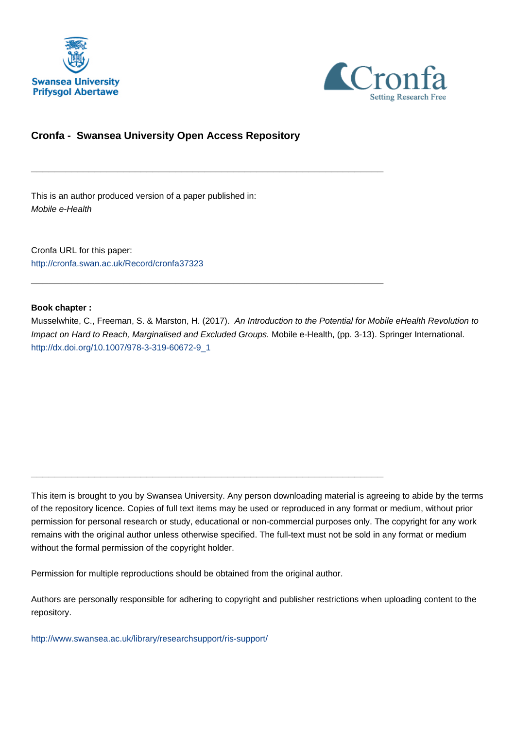Swansea University
Prifysgol Abertawe

Cronfa
Setting Research Free

## Cronfa - Swansea University Open Access Repository

---

This is an author produced version of a paper published in:
*Mobile e-Health*

Cronfa URL for this paper:
http://cronfa.swan.ac.uk/Record/cronfa37323

---

**Book chapter :**
Musselwhite, C., Freeman, S. & Marston, H. (2017). *An Introduction to the Potential for Mobile eHealth Revolution to Impact on Hard to Reach, Marginalised and Excluded Groups.* Mobile e-Health, (pp. 3-13). Springer International.
http://dx.doi.org/10.1007/978-3-319-60672-9_1

---

This item is brought to you by Swansea University. Any person downloading material is agreeing to abide by the terms of the repository licence. Copies of full text items may be used or reproduced in any format or medium, without prior permission for personal research or study, educational or non-commercial purposes only. The copyright for any work remains with the original author unless otherwise specified. The full-text must not be sold in any format or medium without the formal permission of the copyright holder.

Permission for multiple reproductions should be obtained from the original author.

Authors are personally responsible for adhering to copyright and publisher restrictions when uploading content to the repository.

http://www.swansea.ac.uk/library/researchsupport/ris-support/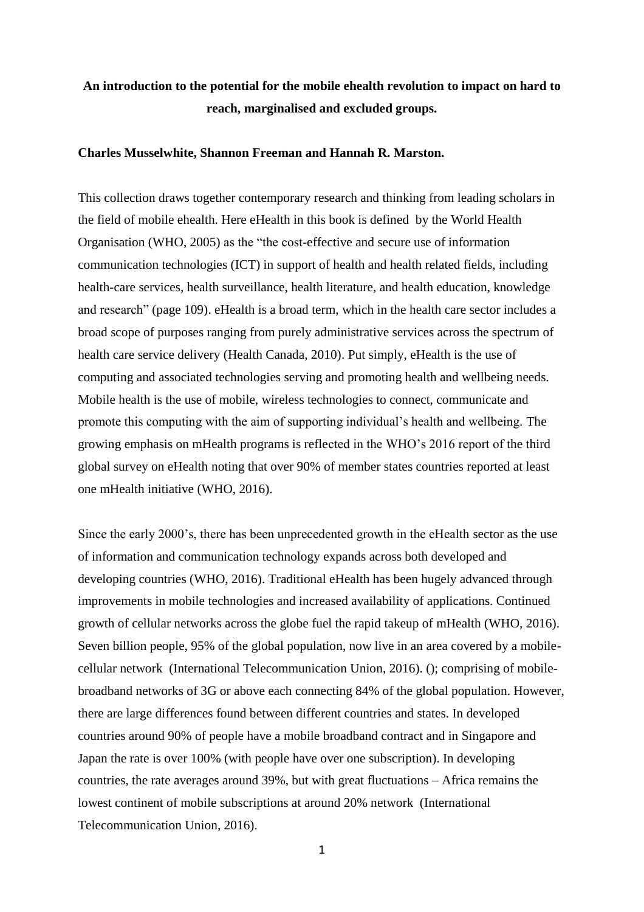**An introduction to the potential for the mobile ehealth revolution to impact on hard to reach, marginalised and excluded groups.**

**Charles Musselwhite, Shannon Freeman and Hannah R. Marston.**

This collection draws together contemporary research and thinking from leading scholars in the field of mobile ehealth. Here eHealth in this book is defined by the World Health Organisation (WHO, 2005) as the "the cost-effective and secure use of information communication technologies (ICT) in support of health and health related fields, including health-care services, health surveillance, health literature, and health education, knowledge and research" (page 109). eHealth is a broad term, which in the health care sector includes a broad scope of purposes ranging from purely administrative services across the spectrum of health care service delivery (Health Canada, 2010). Put simply, eHealth is the use of computing and associated technologies serving and promoting health and wellbeing needs. Mobile health is the use of mobile, wireless technologies to connect, communicate and promote this computing with the aim of supporting individual's health and wellbeing. The growing emphasis on mHealth programs is reflected in the WHO's 2016 report of the third global survey on eHealth noting that over 90% of member states countries reported at least one mHealth initiative (WHO, 2016).

Since the early 2000's, there has been unprecedented growth in the eHealth sector as the use of information and communication technology expands across both developed and developing countries (WHO, 2016). Traditional eHealth has been hugely advanced through improvements in mobile technologies and increased availability of applications. Continued growth of cellular networks across the globe fuel the rapid takeup of mHealth (WHO, 2016). Seven billion people, 95% of the global population, now live in an area covered by a mobile-cellular network (International Telecommunication Union, 2016). (); comprising of mobile-broadband networks of 3G or above each connecting 84% of the global population. However, there are large differences found between different countries and states. In developed countries around 90% of people have a mobile broadband contract and in Singapore and Japan the rate is over 100% (with people have over one subscription). In developing countries, the rate averages around 39%, but with great fluctuations – Africa remains the lowest continent of mobile subscriptions at around 20% network (International Telecommunication Union, 2016).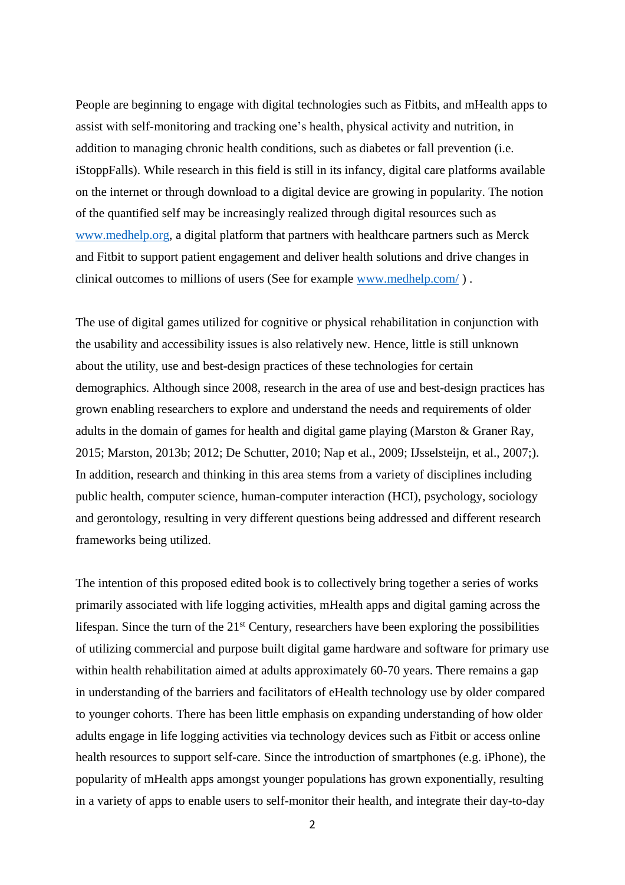People are beginning to engage with digital technologies such as Fitbits, and mHealth apps to assist with self-monitoring and tracking one's health, physical activity and nutrition, in addition to managing chronic health conditions, such as diabetes or fall prevention (i.e. iStoppFalls). While research in this field is still in its infancy, digital care platforms available on the internet or through download to a digital device are growing in popularity. The notion of the quantified self may be increasingly realized through digital resources such as [www.medhelp.org](www.medhelp.org), a digital platform that partners with healthcare partners such as Merck and Fitbit to support patient engagement and deliver health solutions and drive changes in clinical outcomes to millions of users (See for example [www.medhelp.com/](www.medhelp.com/) ) .

The use of digital games utilized for cognitive or physical rehabilitation in conjunction with the usability and accessibility issues is also relatively new. Hence, little is still unknown about the utility, use and best-design practices of these technologies for certain demographics. Although since 2008, research in the area of use and best-design practices has grown enabling researchers to explore and understand the needs and requirements of older adults in the domain of games for health and digital game playing (Marston & Graner Ray, 2015; Marston, 2013b; 2012; De Schutter, 2010; Nap et al., 2009; IJsselsteijn, et al., 2007;). In addition, research and thinking in this area stems from a variety of disciplines including public health, computer science, human-computer interaction (HCI), psychology, sociology and gerontology, resulting in very different questions being addressed and different research frameworks being utilized.

The intention of this proposed edited book is to collectively bring together a series of works primarily associated with life logging activities, mHealth apps and digital gaming across the lifespan. Since the turn of the 21st Century, researchers have been exploring the possibilities of utilizing commercial and purpose built digital game hardware and software for primary use within health rehabilitation aimed at adults approximately 60-70 years. There remains a gap in understanding of the barriers and facilitators of eHealth technology use by older compared to younger cohorts. There has been little emphasis on expanding understanding of how older adults engage in life logging activities via technology devices such as Fitbit or access online health resources to support self-care. Since the introduction of smartphones (e.g. iPhone), the popularity of mHealth apps amongst younger populations has grown exponentially, resulting in a variety of apps to enable users to self-monitor their health, and integrate their day-to-day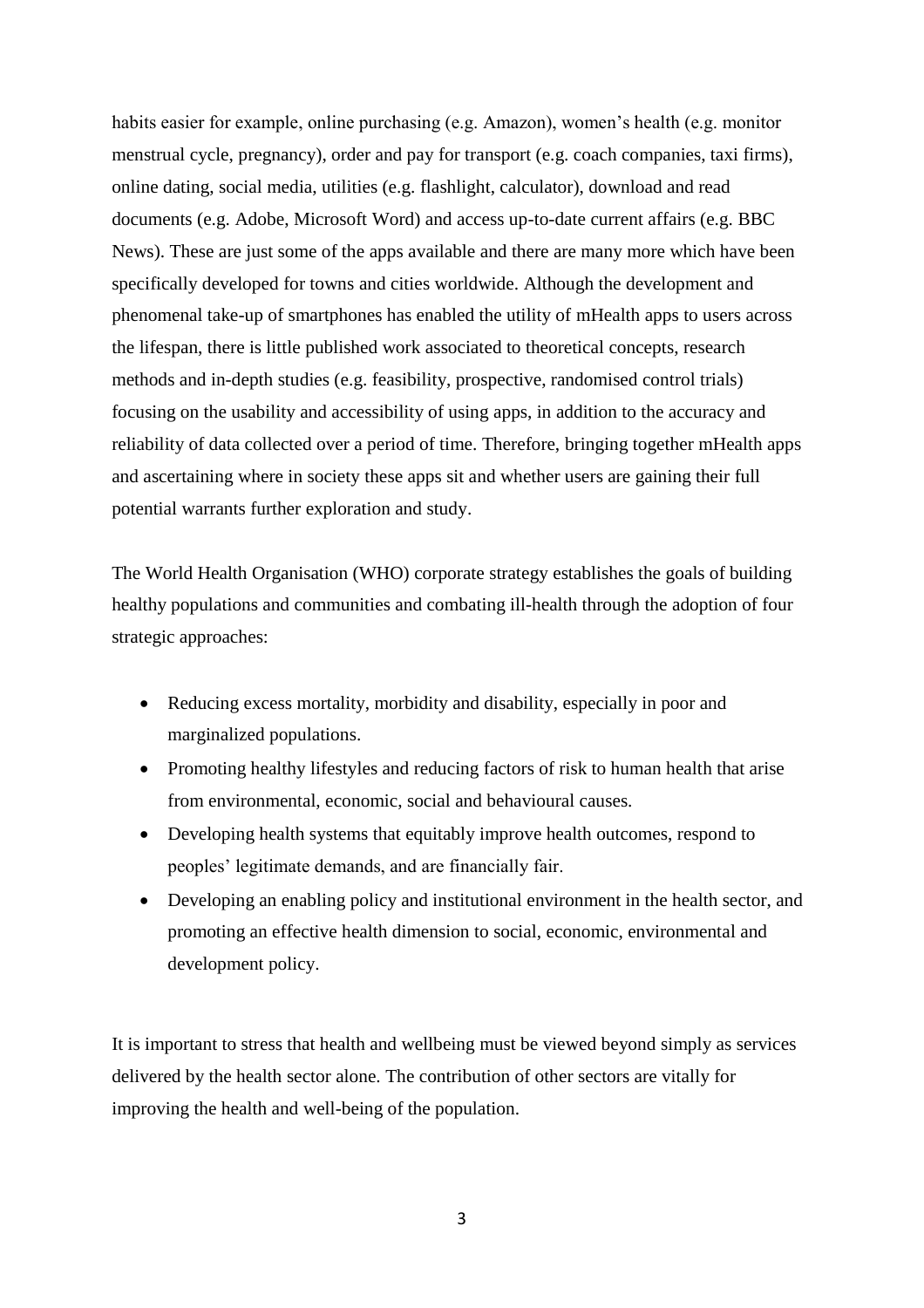habits easier for example, online purchasing (e.g. Amazon), women's health (e.g. monitor menstrual cycle, pregnancy), order and pay for transport (e.g. coach companies, taxi firms), online dating, social media, utilities (e.g. flashlight, calculator), download and read documents (e.g. Adobe, Microsoft Word) and access up-to-date current affairs (e.g. BBC News). These are just some of the apps available and there are many more which have been specifically developed for towns and cities worldwide. Although the development and phenomenal take-up of smartphones has enabled the utility of mHealth apps to users across the lifespan, there is little published work associated to theoretical concepts, research methods and in-depth studies (e.g. feasibility, prospective, randomised control trials) focusing on the usability and accessibility of using apps, in addition to the accuracy and reliability of data collected over a period of time. Therefore, bringing together mHealth apps and ascertaining where in society these apps sit and whether users are gaining their full potential warrants further exploration and study.

The World Health Organisation (WHO) corporate strategy establishes the goals of building healthy populations and communities and combating ill-health through the adoption of four strategic approaches:

- Reducing excess mortality, morbidity and disability, especially in poor and marginalized populations.
- Promoting healthy lifestyles and reducing factors of risk to human health that arise from environmental, economic, social and behavioural causes.
- Developing health systems that equitably improve health outcomes, respond to peoples' legitimate demands, and are financially fair.
- Developing an enabling policy and institutional environment in the health sector, and promoting an effective health dimension to social, economic, environmental and development policy.

It is important to stress that health and wellbeing must be viewed beyond simply as services delivered by the health sector alone. The contribution of other sectors are vitally for improving the health and well-being of the population.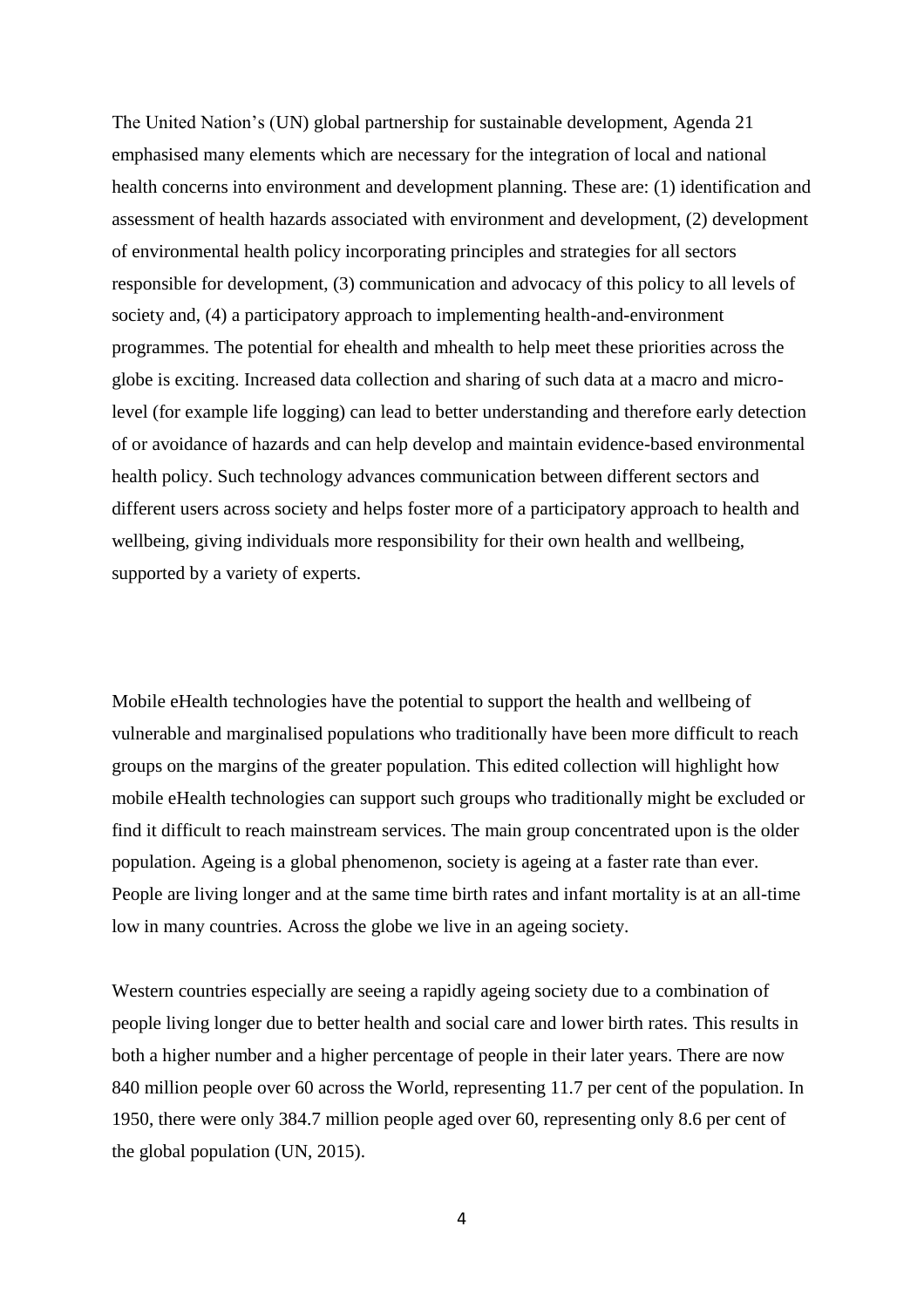The United Nation's (UN) global partnership for sustainable development, Agenda 21 emphasised many elements which are necessary for the integration of local and national health concerns into environment and development planning. These are: (1) identification and assessment of health hazards associated with environment and development, (2) development of environmental health policy incorporating principles and strategies for all sectors responsible for development, (3) communication and advocacy of this policy to all levels of society and, (4) a participatory approach to implementing health-and-environment programmes. The potential for ehealth and mhealth to help meet these priorities across the globe is exciting. Increased data collection and sharing of such data at a macro and micro-level (for example life logging) can lead to better understanding and therefore early detection of or avoidance of hazards and can help develop and maintain evidence-based environmental health policy. Such technology advances communication between different sectors and different users across society and helps foster more of a participatory approach to health and wellbeing, giving individuals more responsibility for their own health and wellbeing, supported by a variety of experts.

Mobile eHealth technologies have the potential to support the health and wellbeing of vulnerable and marginalised populations who traditionally have been more difficult to reach groups on the margins of the greater population. This edited collection will highlight how mobile eHealth technologies can support such groups who traditionally might be excluded or find it difficult to reach mainstream services. The main group concentrated upon is the older population. Ageing is a global phenomenon, society is ageing at a faster rate than ever. People are living longer and at the same time birth rates and infant mortality is at an all-time low in many countries. Across the globe we live in an ageing society.

Western countries especially are seeing a rapidly ageing society due to a combination of people living longer due to better health and social care and lower birth rates. This results in both a higher number and a higher percentage of people in their later years. There are now 840 million people over 60 across the World, representing 11.7 per cent of the population. In 1950, there were only 384.7 million people aged over 60, representing only 8.6 per cent of the global population (UN, 2015).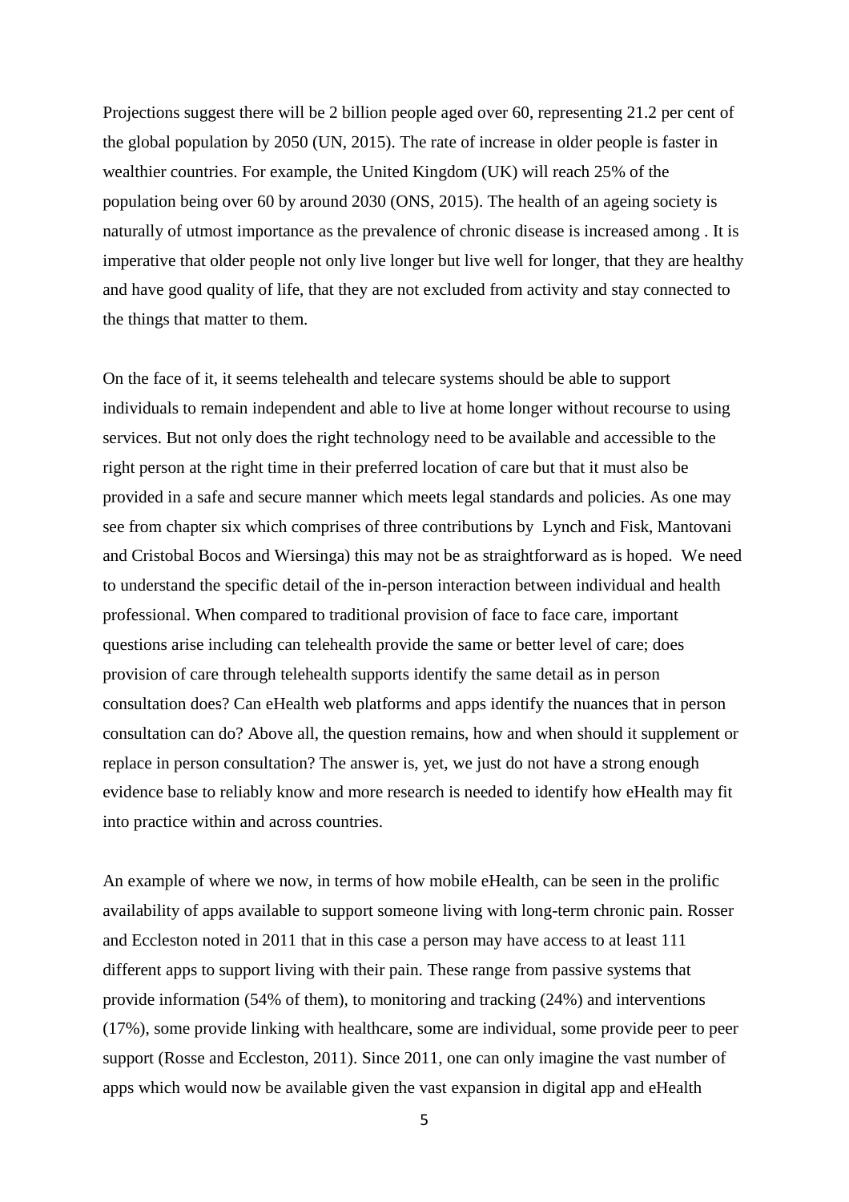Projections suggest there will be 2 billion people aged over 60, representing 21.2 per cent of the global population by 2050 (UN, 2015). The rate of increase in older people is faster in wealthier countries. For example, the United Kingdom (UK) will reach 25% of the population being over 60 by around 2030 (ONS, 2015). The health of an ageing society is naturally of utmost importance as the prevalence of chronic disease is increased among . It is imperative that older people not only live longer but live well for longer, that they are healthy and have good quality of life, that they are not excluded from activity and stay connected to the things that matter to them.

On the face of it, it seems telehealth and telecare systems should be able to support individuals to remain independent and able to live at home longer without recourse to using services. But not only does the right technology need to be available and accessible to the right person at the right time in their preferred location of care but that it must also be provided in a safe and secure manner which meets legal standards and policies. As one may see from chapter six which comprises of three contributions by  Lynch and Fisk, Mantovani and Cristobal Bocos and Wiersinga) this may not be as straightforward as is hoped.  We need to understand the specific detail of the in-person interaction between individual and health professional. When compared to traditional provision of face to face care, important questions arise including can telehealth provide the same or better level of care; does provision of care through telehealth supports identify the same detail as in person consultation does? Can eHealth web platforms and apps identify the nuances that in person consultation can do? Above all, the question remains, how and when should it supplement or replace in person consultation? The answer is, yet, we just do not have a strong enough evidence base to reliably know and more research is needed to identify how eHealth may fit into practice within and across countries.

An example of where we now, in terms of how mobile eHealth, can be seen in the prolific availability of apps available to support someone living with long-term chronic pain. Rosser and Eccleston noted in 2011 that in this case a person may have access to at least 111 different apps to support living with their pain. These range from passive systems that provide information (54% of them), to monitoring and tracking (24%) and interventions (17%), some provide linking with healthcare, some are individual, some provide peer to peer support (Rosse and Eccleston, 2011). Since 2011, one can only imagine the vast number of apps which would now be available given the vast expansion in digital app and eHealth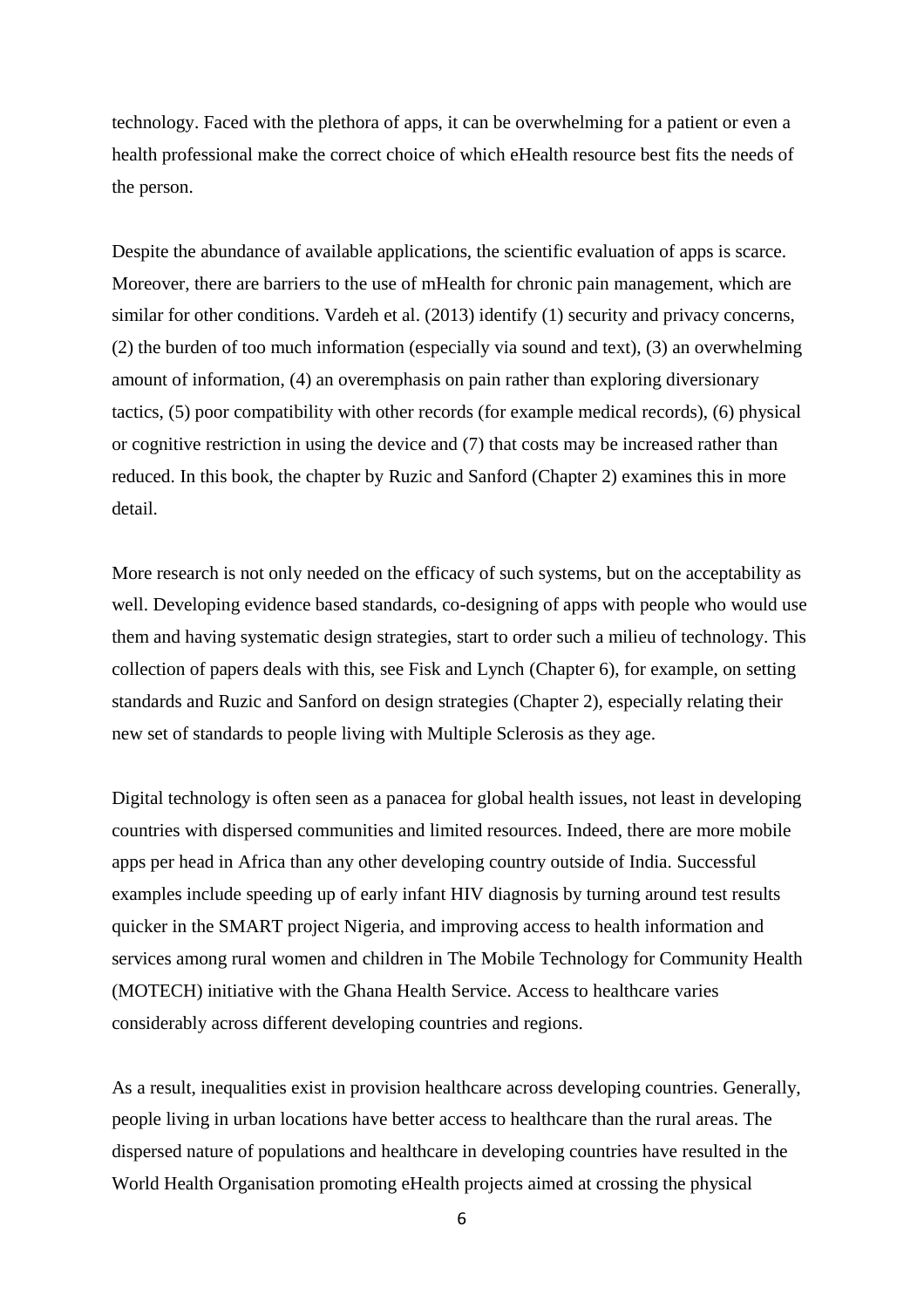technology. Faced with the plethora of apps, it can be overwhelming for a patient or even a health professional make the correct choice of which eHealth resource best fits the needs of the person.

Despite the abundance of available applications, the scientific evaluation of apps is scarce. Moreover, there are barriers to the use of mHealth for chronic pain management, which are similar for other conditions. Vardeh et al. (2013) identify (1) security and privacy concerns, (2) the burden of too much information (especially via sound and text), (3) an overwhelming amount of information, (4) an overemphasis on pain rather than exploring diversionary tactics, (5) poor compatibility with other records (for example medical records), (6) physical or cognitive restriction in using the device and (7) that costs may be increased rather than reduced. In this book, the chapter by Ruzic and Sanford (Chapter 2) examines this in more detail.

More research is not only needed on the efficacy of such systems, but on the acceptability as well. Developing evidence based standards, co-designing of apps with people who would use them and having systematic design strategies, start to order such a milieu of technology. This collection of papers deals with this, see Fisk and Lynch (Chapter 6), for example, on setting standards and Ruzic and Sanford on design strategies (Chapter 2), especially relating their new set of standards to people living with Multiple Sclerosis as they age.

Digital technology is often seen as a panacea for global health issues, not least in developing countries with dispersed communities and limited resources. Indeed, there are more mobile apps per head in Africa than any other developing country outside of India. Successful examples include speeding up of early infant HIV diagnosis by turning around test results quicker in the SMART project Nigeria, and improving access to health information and services among rural women and children in The Mobile Technology for Community Health (MOTECH) initiative with the Ghana Health Service. Access to healthcare varies considerably across different developing countries and regions.

As a result, inequalities exist in provision healthcare across developing countries. Generally, people living in urban locations have better access to healthcare than the rural areas. The dispersed nature of populations and healthcare in developing countries have resulted in the World Health Organisation promoting eHealth projects aimed at crossing the physical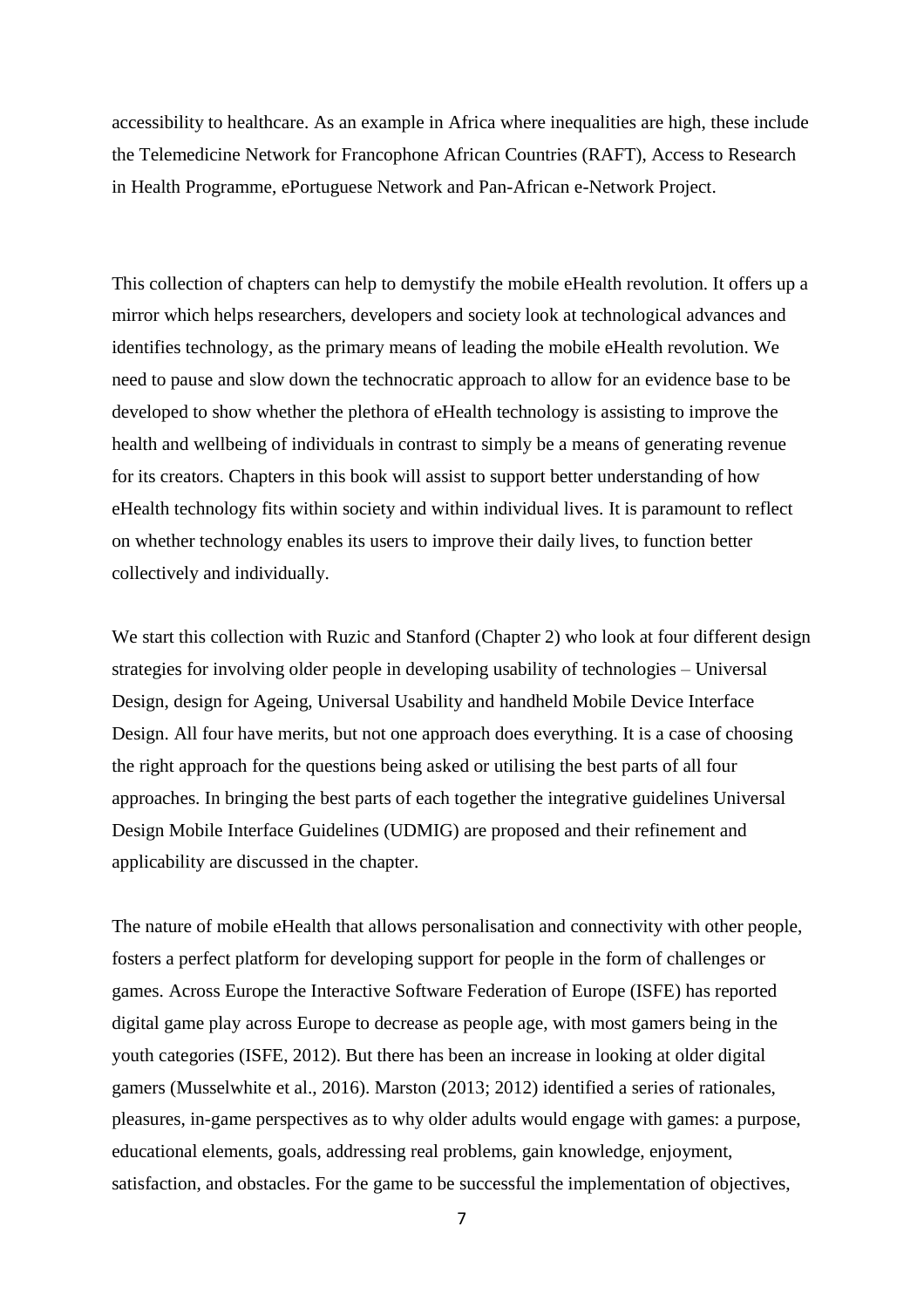accessibility to healthcare. As an example in Africa where inequalities are high, these include the Telemedicine Network for Francophone African Countries (RAFT), Access to Research in Health Programme, ePortuguese Network and Pan-African e-Network Project.

This collection of chapters can help to demystify the mobile eHealth revolution. It offers up a mirror which helps researchers, developers and society look at technological advances and identifies technology, as the primary means of leading the mobile eHealth revolution. We need to pause and slow down the technocratic approach to allow for an evidence base to be developed to show whether the plethora of eHealth technology is assisting to improve the health and wellbeing of individuals in contrast to simply be a means of generating revenue for its creators. Chapters in this book will assist to support better understanding of how eHealth technology fits within society and within individual lives. It is paramount to reflect on whether technology enables its users to improve their daily lives, to function better collectively and individually.

We start this collection with Ruzic and Stanford (Chapter 2) who look at four different design strategies for involving older people in developing usability of technologies – Universal Design, design for Ageing, Universal Usability and handheld Mobile Device Interface Design. All four have merits, but not one approach does everything. It is a case of choosing the right approach for the questions being asked or utilising the best parts of all four approaches. In bringing the best parts of each together the integrative guidelines Universal Design Mobile Interface Guidelines (UDMIG) are proposed and their refinement and applicability are discussed in the chapter.

The nature of mobile eHealth that allows personalisation and connectivity with other people, fosters a perfect platform for developing support for people in the form of challenges or games. Across Europe the Interactive Software Federation of Europe (ISFE) has reported digital game play across Europe to decrease as people age, with most gamers being in the youth categories (ISFE, 2012). But there has been an increase in looking at older digital gamers (Musselwhite et al., 2016). Marston (2013; 2012) identified a series of rationales, pleasures, in-game perspectives as to why older adults would engage with games: a purpose, educational elements, goals, addressing real problems, gain knowledge, enjoyment, satisfaction, and obstacles. For the game to be successful the implementation of objectives,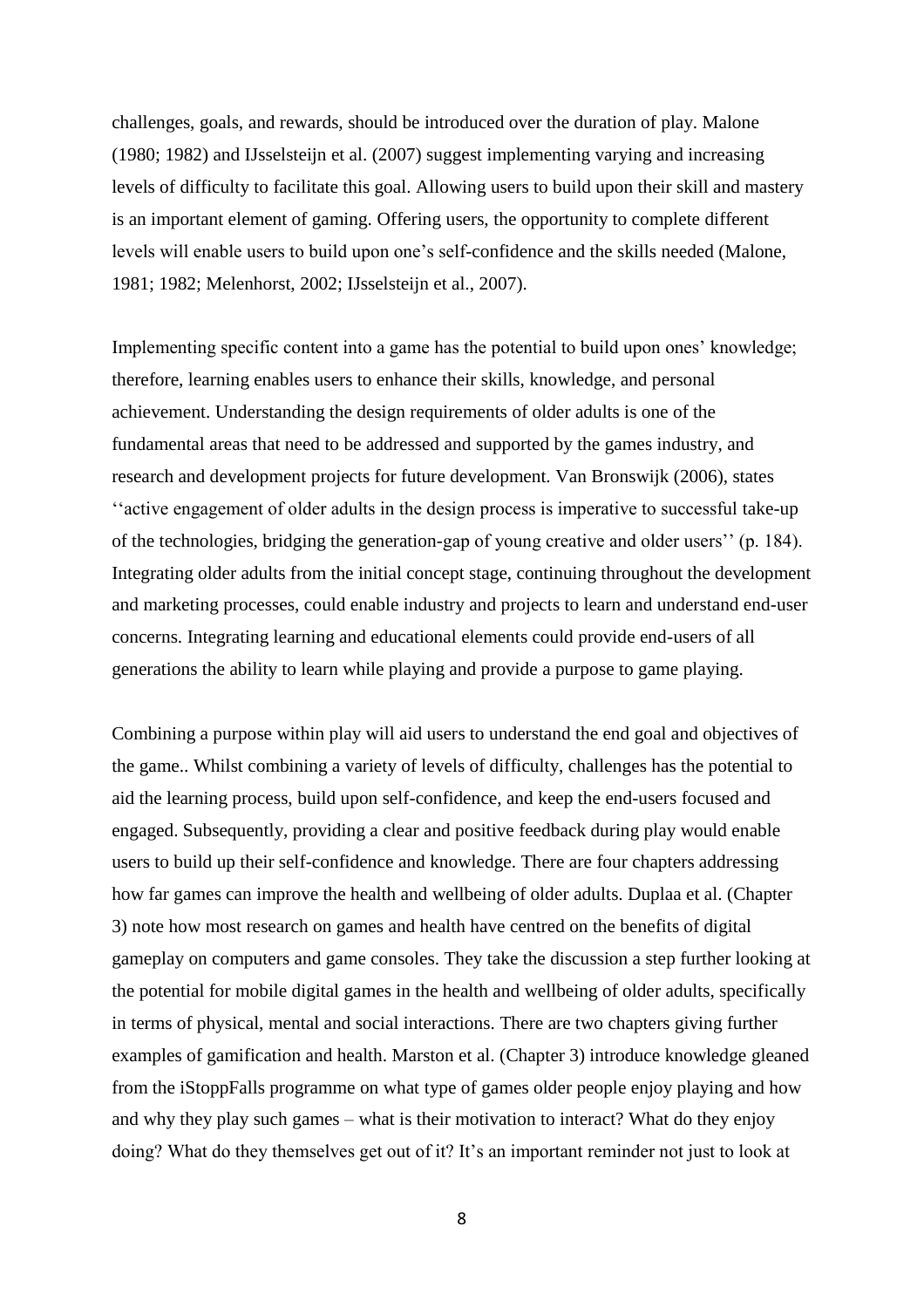challenges, goals, and rewards, should be introduced over the duration of play. Malone (1980; 1982) and IJsselsteijn et al. (2007) suggest implementing varying and increasing levels of difficulty to facilitate this goal. Allowing users to build upon their skill and mastery is an important element of gaming. Offering users, the opportunity to complete different levels will enable users to build upon one's self-confidence and the skills needed (Malone, 1981; 1982; Melenhorst, 2002; IJsselsteijn et al., 2007).

Implementing specific content into a game has the potential to build upon ones' knowledge; therefore, learning enables users to enhance their skills, knowledge, and personal achievement. Understanding the design requirements of older adults is one of the fundamental areas that need to be addressed and supported by the games industry, and research and development projects for future development. Van Bronswijk (2006), states ''active engagement of older adults in the design process is imperative to successful take-up of the technologies, bridging the generation-gap of young creative and older users'' (p. 184). Integrating older adults from the initial concept stage, continuing throughout the development and marketing processes, could enable industry and projects to learn and understand end-user concerns. Integrating learning and educational elements could provide end-users of all generations the ability to learn while playing and provide a purpose to game playing.

Combining a purpose within play will aid users to understand the end goal and objectives of the game.. Whilst combining a variety of levels of difficulty, challenges has the potential to aid the learning process, build upon self-confidence, and keep the end-users focused and engaged. Subsequently, providing a clear and positive feedback during play would enable users to build up their self-confidence and knowledge. There are four chapters addressing how far games can improve the health and wellbeing of older adults. Duplaa et al. (Chapter 3) note how most research on games and health have centred on the benefits of digital gameplay on computers and game consoles. They take the discussion a step further looking at the potential for mobile digital games in the health and wellbeing of older adults, specifically in terms of physical, mental and social interactions. There are two chapters giving further examples of gamification and health. Marston et al. (Chapter 3) introduce knowledge gleaned from the iStoppFalls programme on what type of games older people enjoy playing and how and why they play such games – what is their motivation to interact? What do they enjoy doing? What do they themselves get out of it? It's an important reminder not just to look at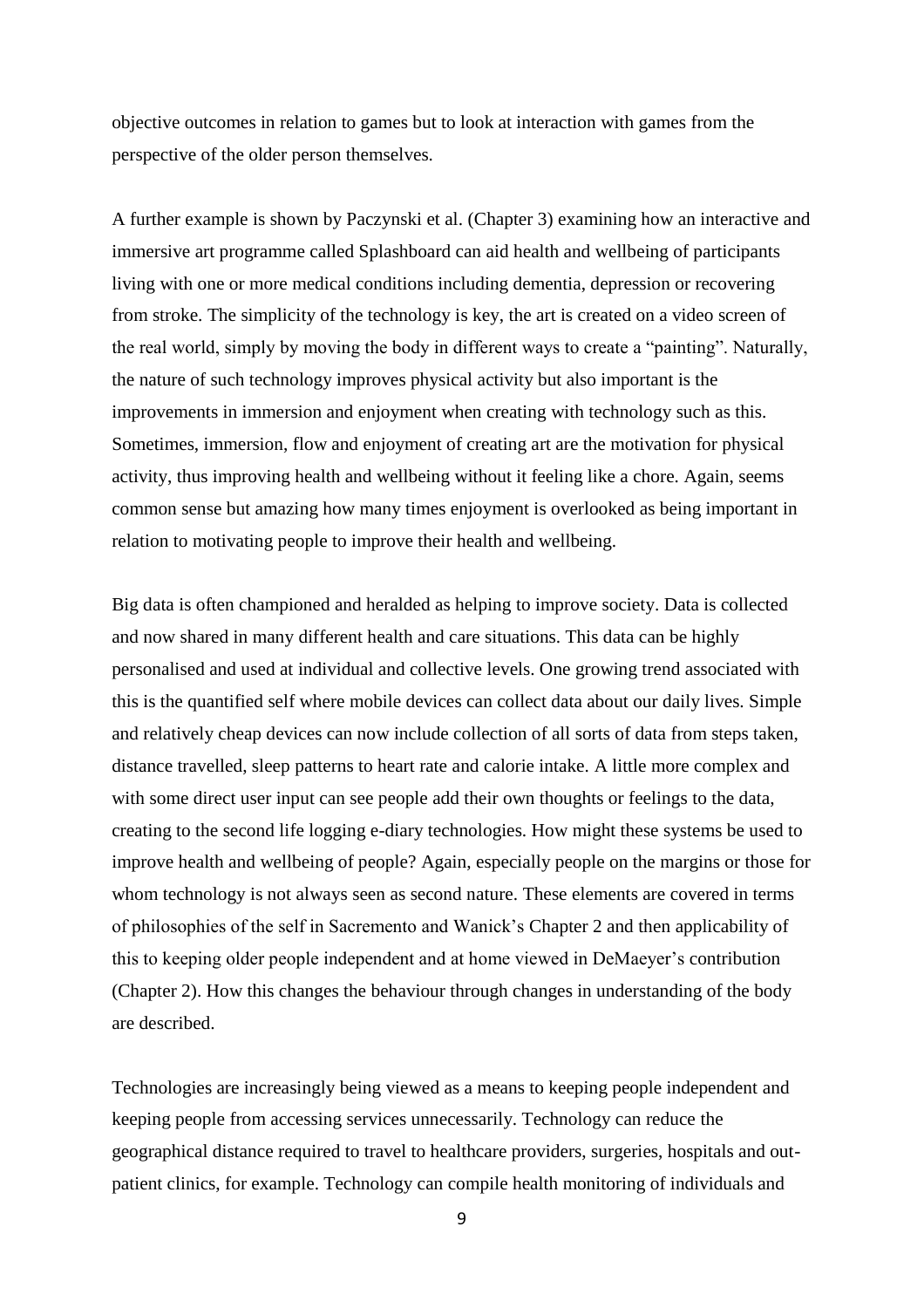objective outcomes in relation to games but to look at interaction with games from the perspective of the older person themselves.

A further example is shown by Paczynski et al. (Chapter 3) examining how an interactive and immersive art programme called Splashboard can aid health and wellbeing of participants living with one or more medical conditions including dementia, depression or recovering from stroke. The simplicity of the technology is key, the art is created on a video screen of the real world, simply by moving the body in different ways to create a "painting". Naturally, the nature of such technology improves physical activity but also important is the improvements in immersion and enjoyment when creating with technology such as this. Sometimes, immersion, flow and enjoyment of creating art are the motivation for physical activity, thus improving health and wellbeing without it feeling like a chore. Again, seems common sense but amazing how many times enjoyment is overlooked as being important in relation to motivating people to improve their health and wellbeing.

Big data is often championed and heralded as helping to improve society. Data is collected and now shared in many different health and care situations. This data can be highly personalised and used at individual and collective levels. One growing trend associated with this is the quantified self where mobile devices can collect data about our daily lives. Simple and relatively cheap devices can now include collection of all sorts of data from steps taken, distance travelled, sleep patterns to heart rate and calorie intake. A little more complex and with some direct user input can see people add their own thoughts or feelings to the data, creating to the second life logging e-diary technologies. How might these systems be used to improve health and wellbeing of people? Again, especially people on the margins or those for whom technology is not always seen as second nature. These elements are covered in terms of philosophies of the self in Sacremento and Wanick's Chapter 2 and then applicability of this to keeping older people independent and at home viewed in DeMaeyer's contribution (Chapter 2). How this changes the behaviour through changes in understanding of the body are described.

Technologies are increasingly being viewed as a means to keeping people independent and keeping people from accessing services unnecessarily. Technology can reduce the geographical distance required to travel to healthcare providers, surgeries, hospitals and out-patient clinics, for example. Technology can compile health monitoring of individuals and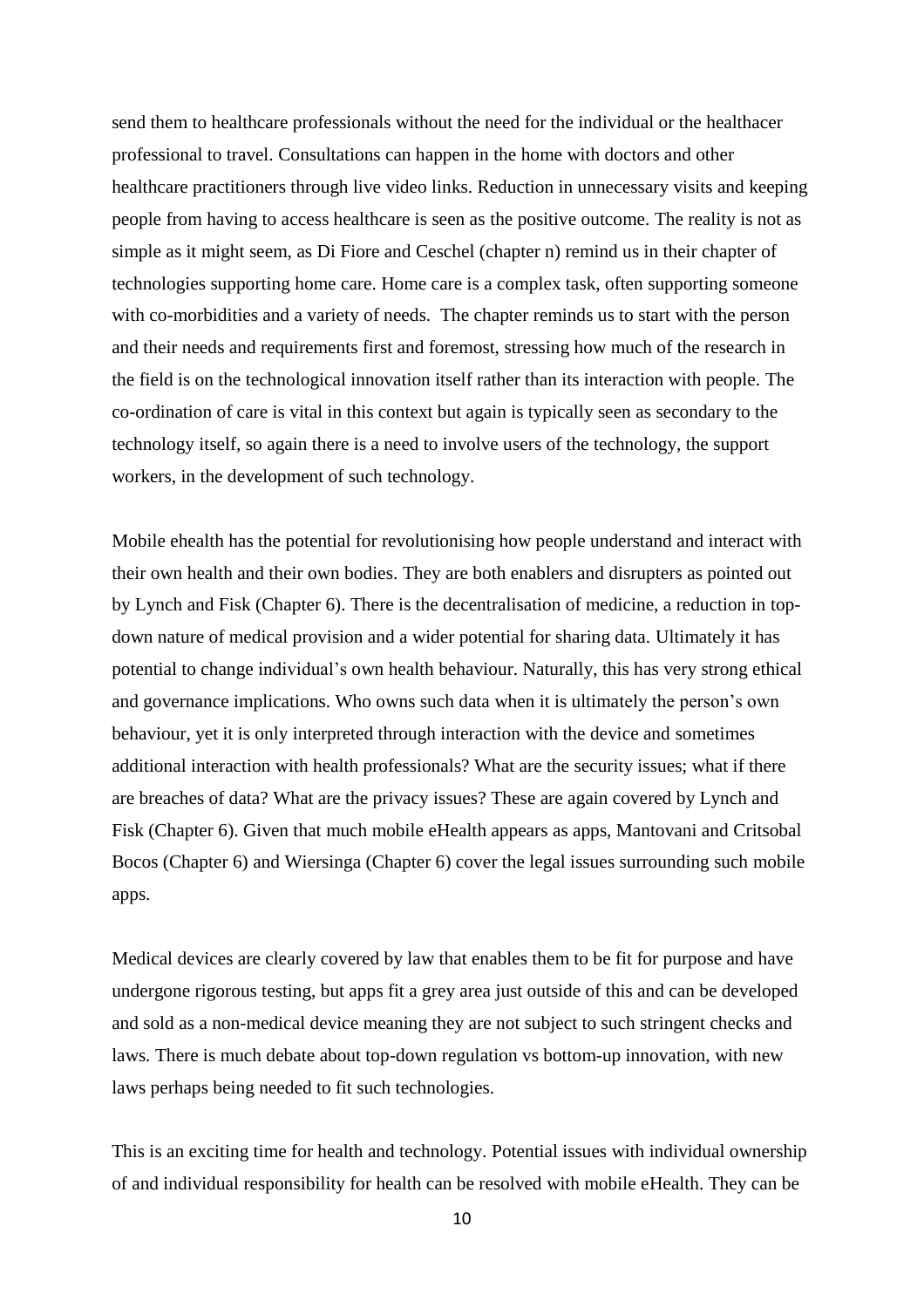send them to healthcare professionals without the need for the individual or the healthacer professional to travel. Consultations can happen in the home with doctors and other healthcare practitioners through live video links. Reduction in unnecessary visits and keeping people from having to access healthcare is seen as the positive outcome. The reality is not as simple as it might seem, as Di Fiore and Ceschel (chapter n) remind us in their chapter of technologies supporting home care. Home care is a complex task, often supporting someone with co-morbidities and a variety of needs. The chapter reminds us to start with the person and their needs and requirements first and foremost, stressing how much of the research in the field is on the technological innovation itself rather than its interaction with people. The co-ordination of care is vital in this context but again is typically seen as secondary to the technology itself, so again there is a need to involve users of the technology, the support workers, in the development of such technology.

Mobile ehealth has the potential for revolutionising how people understand and interact with their own health and their own bodies. They are both enablers and disrupters as pointed out by Lynch and Fisk (Chapter 6). There is the decentralisation of medicine, a reduction in top-down nature of medical provision and a wider potential for sharing data. Ultimately it has potential to change individual's own health behaviour. Naturally, this has very strong ethical and governance implications. Who owns such data when it is ultimately the person's own behaviour, yet it is only interpreted through interaction with the device and sometimes additional interaction with health professionals? What are the security issues; what if there are breaches of data? What are the privacy issues? These are again covered by Lynch and Fisk (Chapter 6). Given that much mobile eHealth appears as apps, Mantovani and Critsobal Bocos (Chapter 6) and Wiersinga (Chapter 6) cover the legal issues surrounding such mobile apps.

Medical devices are clearly covered by law that enables them to be fit for purpose and have undergone rigorous testing, but apps fit a grey area just outside of this and can be developed and sold as a non-medical device meaning they are not subject to such stringent checks and laws. There is much debate about top-down regulation vs bottom-up innovation, with new laws perhaps being needed to fit such technologies.

This is an exciting time for health and technology. Potential issues with individual ownership of and individual responsibility for health can be resolved with mobile eHealth. They can be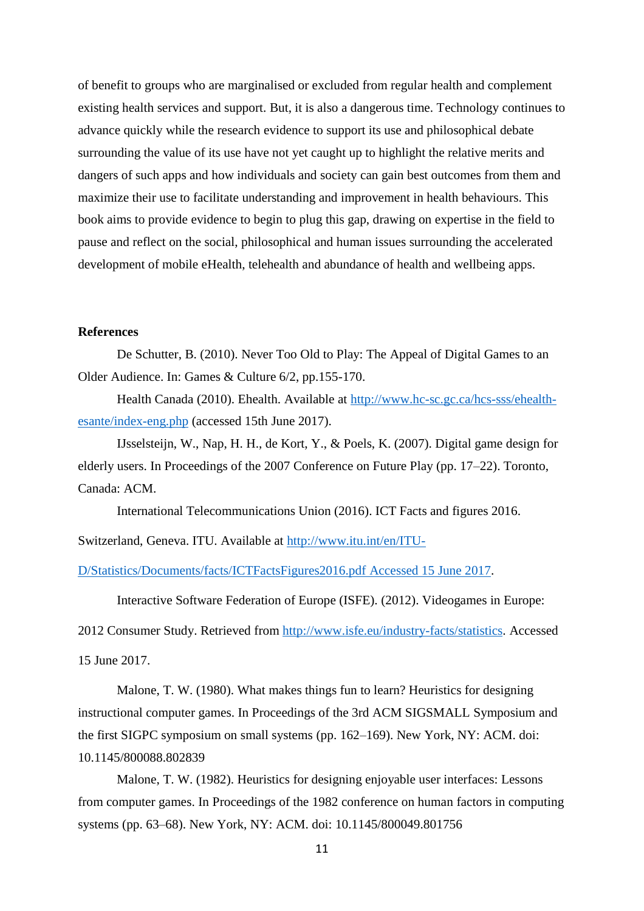of benefit to groups who are marginalised or excluded from regular health and complement existing health services and support. But, it is also a dangerous time. Technology continues to advance quickly while the research evidence to support its use and philosophical debate surrounding the value of its use have not yet caught up to highlight the relative merits and dangers of such apps and how individuals and society can gain best outcomes from them and maximize their use to facilitate understanding and improvement in health behaviours. This book aims to provide evidence to begin to plug this gap, drawing on expertise in the field to pause and reflect on the social, philosophical and human issues surrounding the accelerated development of mobile eHealth, telehealth and abundance of health and wellbeing apps.

**References**

De Schutter, B. (2010). Never Too Old to Play: The Appeal of Digital Games to an Older Audience. In: Games & Culture 6/2, pp.155-170.

Health Canada (2010). Ehealth. Available at http://www.hc-sc.gc.ca/hcs-sss/ehealth-esante/index-eng.php (accessed 15th June 2017).

IJsselsteijn, W., Nap, H. H., de Kort, Y., & Poels, K. (2007). Digital game design for elderly users. In Proceedings of the 2007 Conference on Future Play (pp. 17–22). Toronto, Canada: ACM.

International Telecommunications Union (2016). ICT Facts and figures 2016. Switzerland, Geneva. ITU. Available at http://www.itu.int/en/ITU-D/Statistics/Documents/facts/ICTFactsFigures2016.pdf Accessed 15 June 2017.

Interactive Software Federation of Europe (ISFE). (2012). Videogames in Europe: 2012 Consumer Study. Retrieved from http://www.isfe.eu/industry-facts/statistics. Accessed 15 June 2017.

Malone, T. W. (1980). What makes things fun to learn? Heuristics for designing instructional computer games. In Proceedings of the 3rd ACM SIGSMALL Symposium and the first SIGPC symposium on small systems (pp. 162–169). New York, NY: ACM. doi: 10.1145/800088.802839

Malone, T. W. (1982). Heuristics for designing enjoyable user interfaces: Lessons from computer games. In Proceedings of the 1982 conference on human factors in computing systems (pp. 63–68). New York, NY: ACM. doi: 10.1145/800049.801756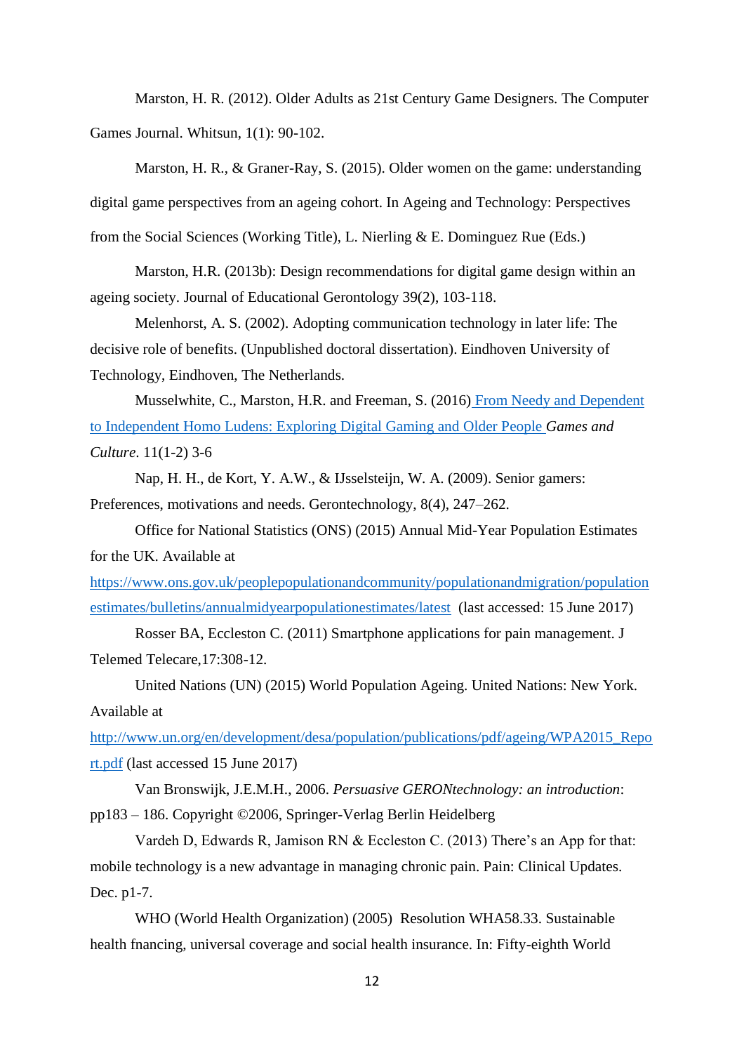Marston, H. R. (2012). Older Adults as 21st Century Game Designers. The Computer Games Journal. Whitsun, 1(1): 90-102.

Marston, H. R., & Graner-Ray, S. (2015). Older women on the game: understanding digital game perspectives from an ageing cohort. In Ageing and Technology: Perspectives from the Social Sciences (Working Title), L. Nierling & E. Dominguez Rue (Eds.)

Marston, H.R. (2013b): Design recommendations for digital game design within an ageing society. Journal of Educational Gerontology 39(2), 103-118.

Melenhorst, A. S. (2002). Adopting communication technology in later life: The decisive role of benefits. (Unpublished doctoral dissertation). Eindhoven University of Technology, Eindhoven, The Netherlands.

Musselwhite, C., Marston, H.R. and Freeman, S. (2016) From Needy and Dependent to Independent Homo Ludens: Exploring Digital Gaming and Older People *Games and Culture*. 11(1-2) 3-6

Nap, H. H., de Kort, Y. A.W., & IJsselsteijn, W. A. (2009). Senior gamers: Preferences, motivations and needs. Gerontechnology, 8(4), 247–262.

Office for National Statistics (ONS) (2015) Annual Mid-Year Population Estimates for the UK. Available at https://www.ons.gov.uk/peoplepopulationandcommunity/populationandmigration/populationestimates/bulletins/annualmidyearpopulationestimates/latest (last accessed: 15 June 2017)

Rosser BA, Eccleston C. (2011) Smartphone applications for pain management. J Telemed Telecare,17:308-12.

United Nations (UN) (2015) World Population Ageing. United Nations: New York. Available at http://www.un.org/en/development/desa/population/publications/pdf/ageing/WPA2015_Report.pdf (last accessed 15 June 2017)

Van Bronswijk, J.E.M.H., 2006. *Persuasive GERONtechnology: an introduction*: pp183 – 186. Copyright ©2006, Springer-Verlag Berlin Heidelberg

Vardeh D, Edwards R, Jamison RN & Eccleston C. (2013) There's an App for that: mobile technology is a new advantage in managing chronic pain. Pain: Clinical Updates. Dec. p1-7.

WHO (World Health Organization) (2005) Resolution WHA58.33. Sustainable health fnancing, universal coverage and social health insurance. In: Fifty-eighth World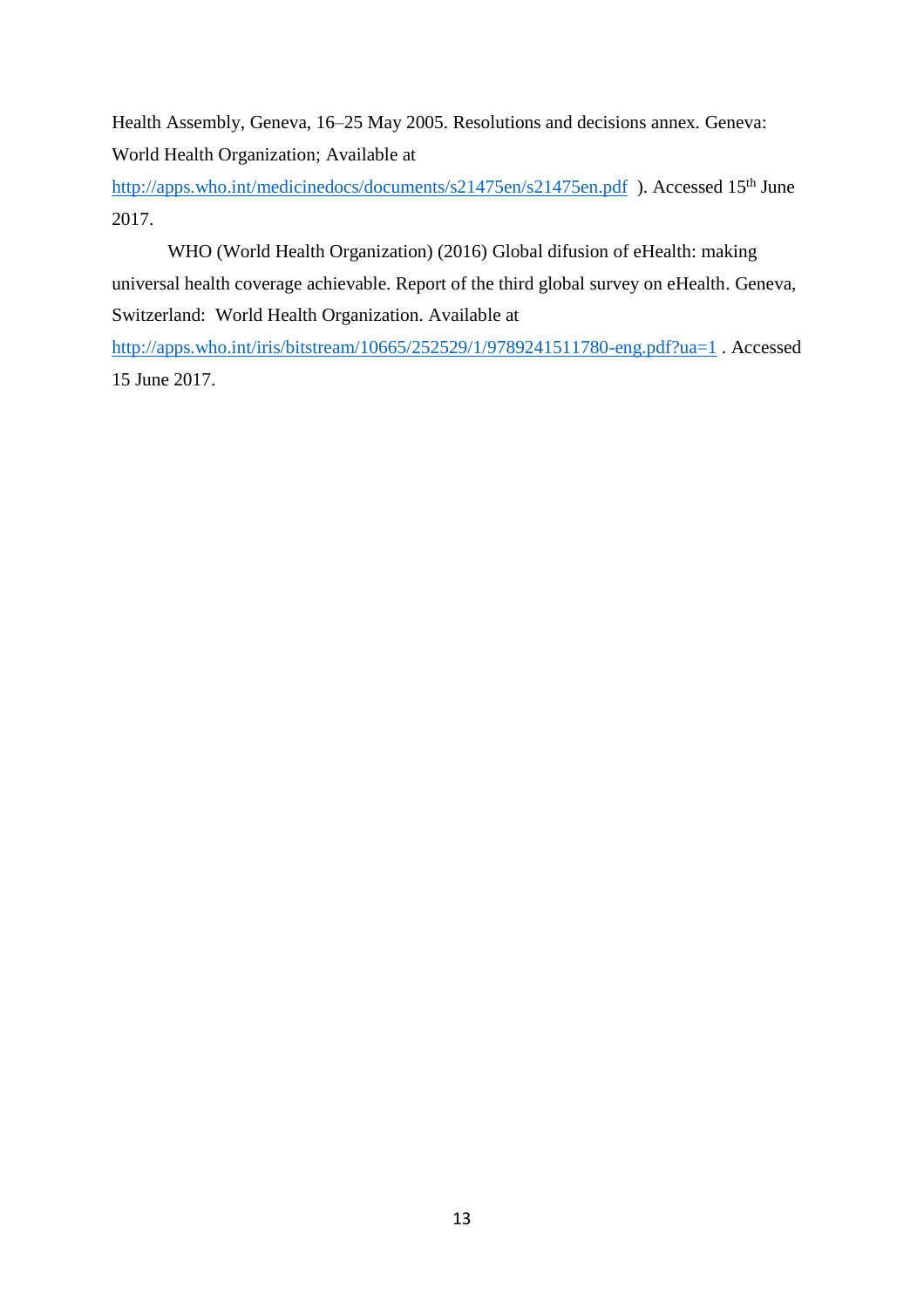Health Assembly, Geneva, 16–25 May 2005. Resolutions and decisions annex. Geneva: World Health Organization; Available at http://apps.who.int/medicinedocs/documents/s21475en/s21475en.pdf ). Accessed 15th June 2017.

WHO (World Health Organization) (2016) Global difusion of eHealth: making universal health coverage achievable. Report of the third global survey on eHealth. Geneva, Switzerland: World Health Organization. Available at http://apps.who.int/iris/bitstream/10665/252529/1/9789241511780-eng.pdf?ua=1 . Accessed 15 June 2017.